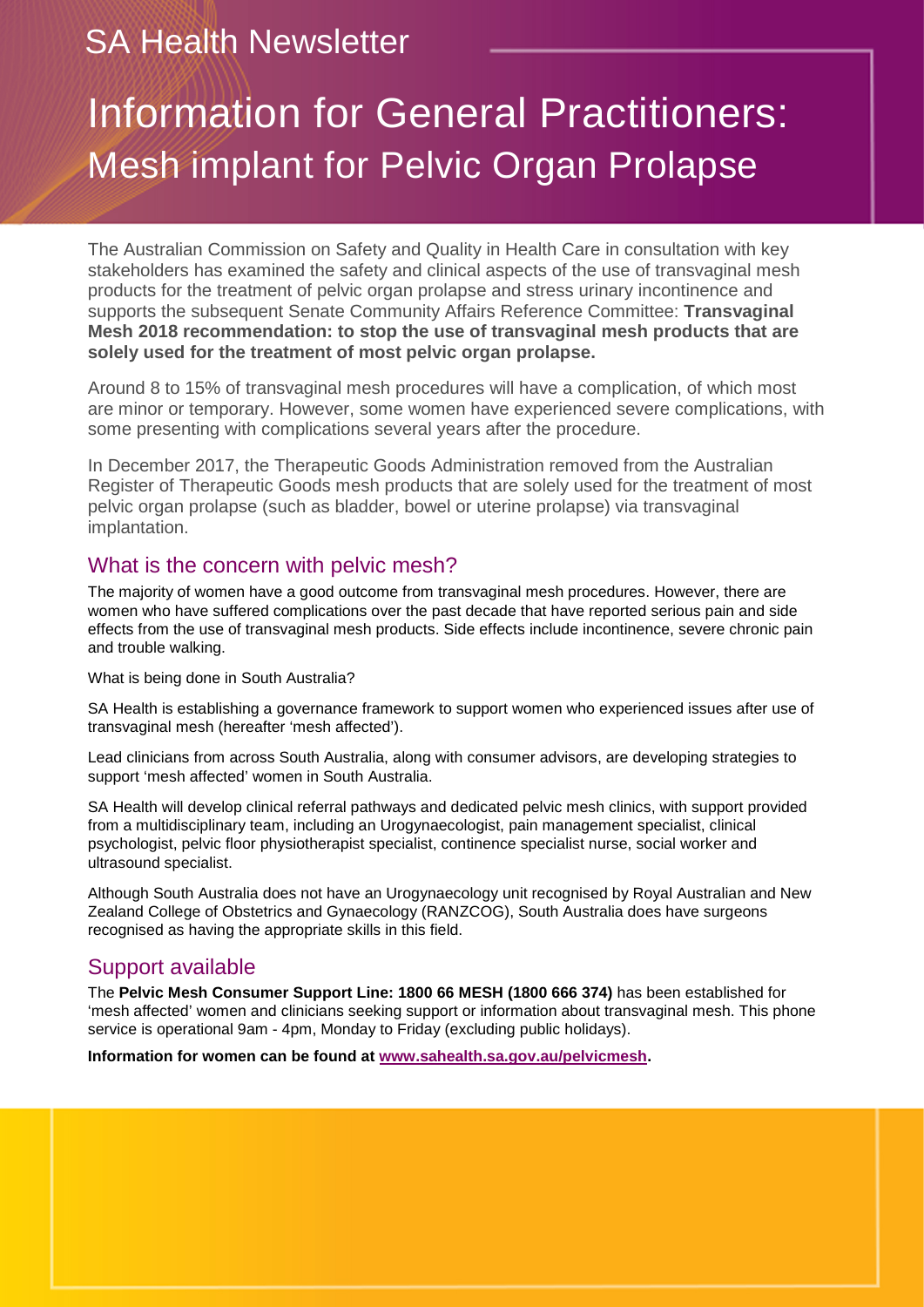SA Health Newsletter

# Information for General Practitioners: Mesh implant for Pelvic Organ Prolapse

The Australian Commission on Safety and Quality in Health Care in consultation with key stakeholders has examined the safety and clinical aspects of the use of transvaginal mesh products for the treatment of pelvic organ prolapse and stress urinary incontinence and supports the subsequent Senate Community Affairs Reference Committee: **Transvaginal Mesh 2018 recommendation: to stop the use of transvaginal mesh products that are solely used for the treatment of most pelvic organ prolapse.**

Around 8 to 15% of transvaginal mesh procedures will have a complication, of which most are minor or temporary. However, some women have experienced severe complications, with some presenting with complications several years after the procedure.

In December 2017, the Therapeutic Goods Administration removed from the Australian Register of Therapeutic Goods mesh products that are solely used for the treatment of most pelvic organ prolapse (such as bladder, bowel or uterine prolapse) via transvaginal implantation.

## What is the concern with pelvic mesh?

The majority of women have a good outcome from transvaginal mesh procedures. However, there are women who have suffered complications over the past decade that have reported serious pain and side effects from the use of transvaginal mesh products. Side effects include incontinence, severe chronic pain and trouble walking.

What is being done in South Australia?

SA Health is establishing a governance framework to support women who experienced issues after use of transvaginal mesh (hereafter 'mesh affected').

Lead clinicians from across South Australia, along with consumer advisors, are developing strategies to support 'mesh affected' women in South Australia.

SA Health will develop clinical referral pathways and dedicated pelvic mesh clinics, with support provided from a multidisciplinary team, including an Urogynaecologist, pain management specialist, clinical psychologist, pelvic floor physiotherapist specialist, continence specialist nurse, social worker and ultrasound specialist.

Although South Australia does not have an Urogynaecology unit recognised by Royal Australian and New Zealand College of Obstetrics and Gynaecology (RANZCOG), South Australia does have surgeons recognised as having the appropriate skills in this field.

## Support available

The **Pelvic Mesh Consumer Support Line: 1800 66 MESH (1800 666 374)** has been established for 'mesh affected' women and clinicians seeking support or information about transvaginal mesh. This phone service is operational 9am - 4pm, Monday to Friday (excluding public holidays).

**Information for women can be found at [www.sahealth.sa.gov.au/pelvicmesh](http://www.sahealth.sa.gov.au/pelvicmesh).**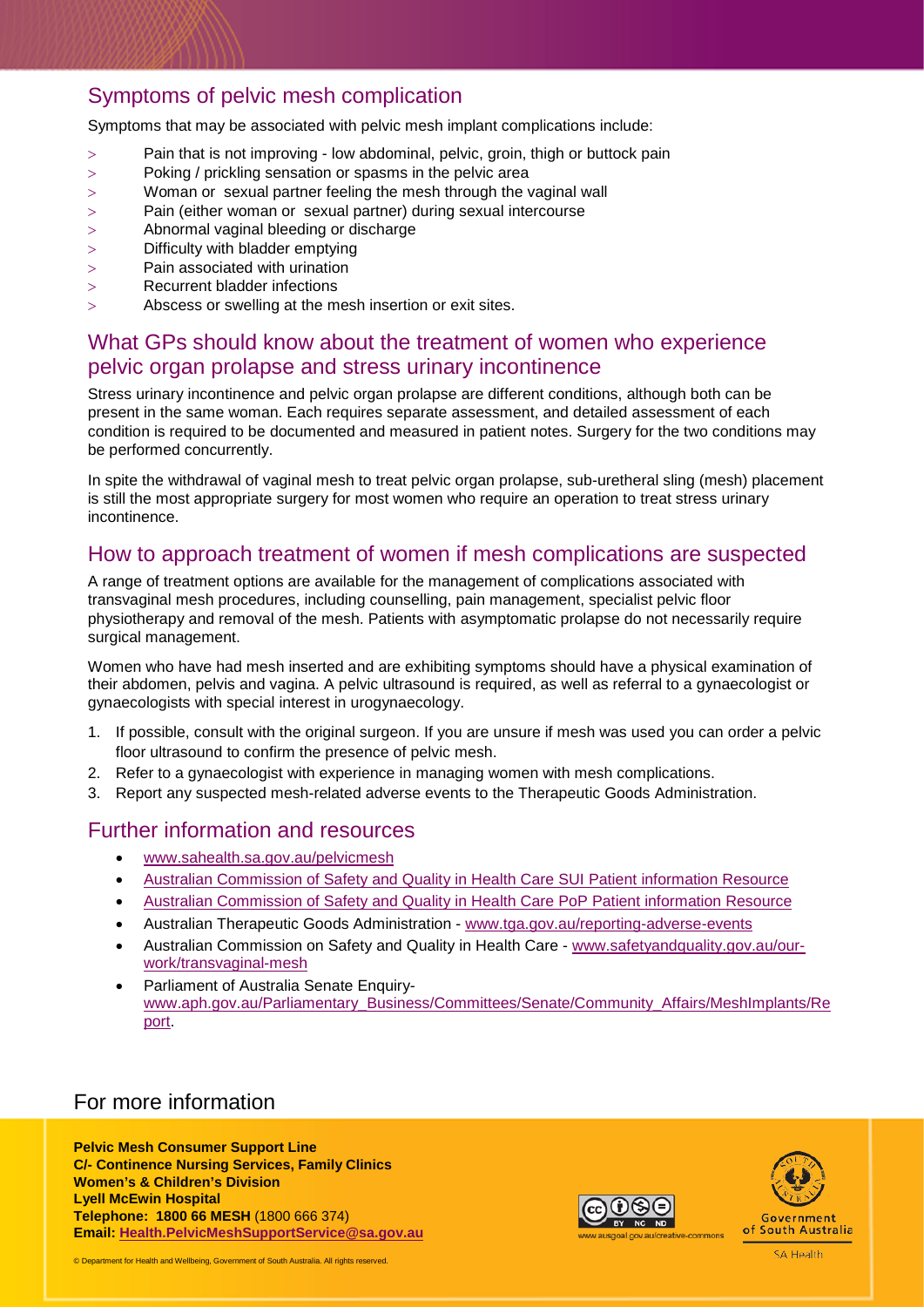## Symptoms of pelvic mesh complication

Symptoms that may be associated with pelvic mesh implant complications include:

- Pain that is not improving - low abdominal, pelvic, groin, thigh or buttock pain
- Poking / prickling sensation or spasms in the pelvic area
- Woman or sexual partner feeling the mesh through the vaginal wall
- Pain (either woman or sexual partner) during sexual intercourse
- Abnormal vaginal bleeding or discharge
- Difficulty with bladder emptying
- Pain associated with urination
- Recurrent bladder infections
- Abscess or swelling at the mesh insertion or exit sites.

## What GPs should know about the treatment of women who experience pelvic organ prolapse and stress urinary incontinence

Stress urinary incontinence and pelvic organ prolapse are different conditions, although both can be present in the same woman. Each requires separate assessment, and detailed assessment of each condition is required to be documented and measured in patient notes. Surgery for the two conditions may be performed concurrently.

In spite the withdrawal of vaginal mesh to treat pelvic organ prolapse, sub-uretheral sling (mesh) placement is still the most appropriate surgery for most women who require an operation to treat stress urinary incontinence.

## How to approach treatment of women if mesh complications are suspected

A range of treatment options are available for the management of complications associated with transvaginal mesh procedures, including counselling, pain management, specialist pelvic floor physiotherapy and removal of the mesh. Patients with asymptomatic prolapse do not necessarily require surgical management.

Women who have had mesh inserted and are exhibiting symptoms should have a physical examination of their abdomen, pelvis and vagina. A pelvic ultrasound is required, as well as referral to a gynaecologist or gynaecologists with special interest in urogynaecology.

1. If possible, consult with the original surgeon. If you are unsure if mesh was used you can order a pelvic floor ultrasound to confirm the presence of pelvic mesh.
2. Refer to a gynaecologist with experience in managing women with mesh complications.
3. Report any suspected mesh-related adverse events to the Therapeutic Goods Administration.

## Further information and resources

- www.sahealth.sa.gov.au/pelvicmesh
- Australian Commission of Safety and Quality in Health Care SUI Patient information Resource
- Australian Commission of Safety and Quality in Health Care PoP Patient information Resource
- Australian Therapeutic Goods Administration - www.tga.gov.au/reporting-adverse-events
- Australian Commission on Safety and Quality in Health Care - www.safetyandquality.gov.au/our-work/transvaginal-mesh
- Parliament of Australia Senate Enquiry- www.aph.gov.au/Parliamentary_Business/Committees/Senate/Community_Affairs/MeshImplants/Report.

## For more information

**Pelvic Mesh Consumer Support Line**
**C/- Continence Nursing Services, Family Clinics**
**Women's & Children's Division**
**Lyell McEwin Hospital**
**Telephone: 1800 66 MESH** (1800 666 374)
**Email: Health.PelvicMeshSupportService@sa.gov.au**

www.ausgoal.gov.au/creative-commons

Government of South Australia

SA Health

© Department for Health and Wellbeing, Government of South Australia. All rights reserved.